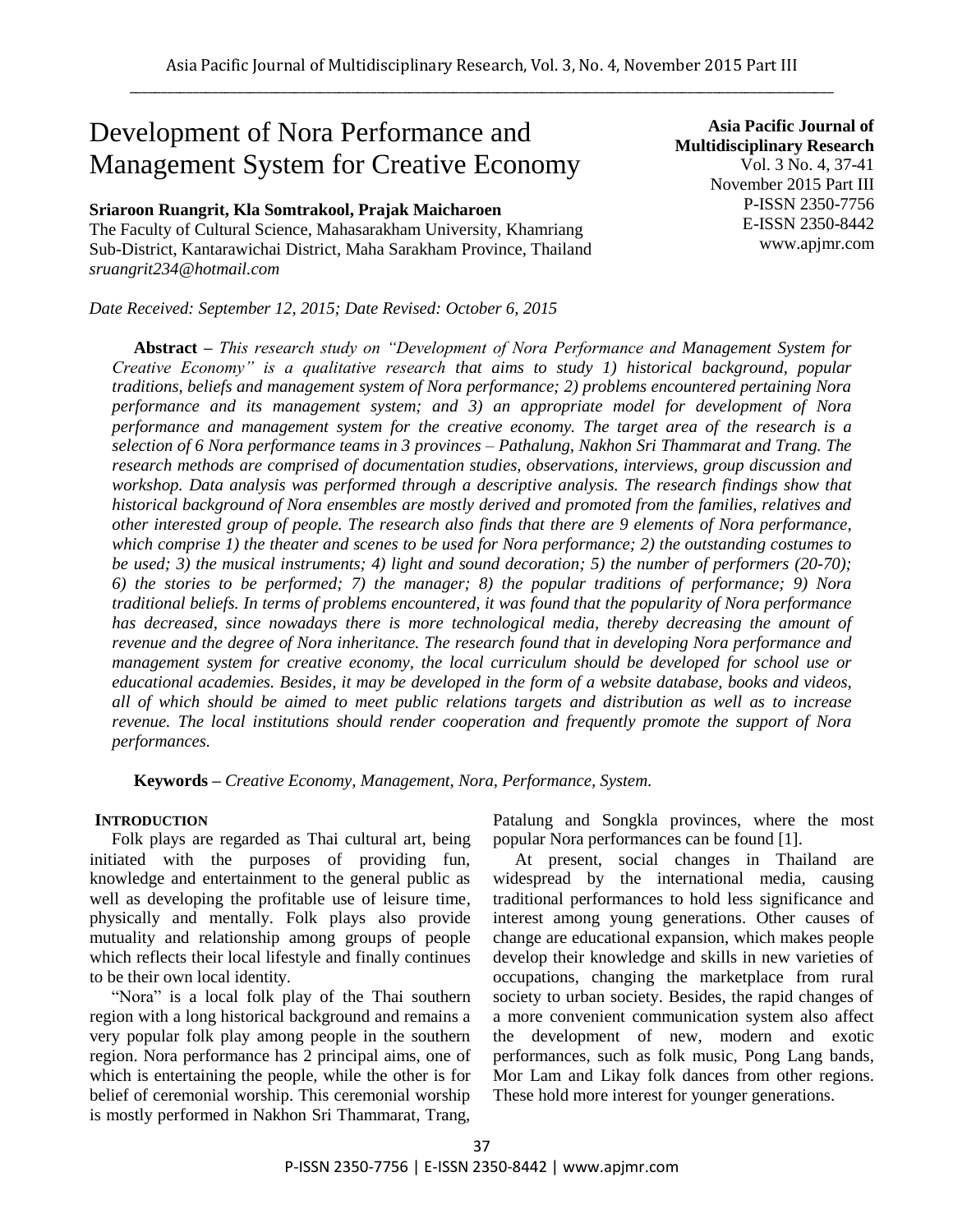# Development of Nora Performance and Management System for Creative Economy

**Asia Pacific Journal of Multidisciplinary Research**
Vol. 3 No. 4, 37-41
November 2015 Part III
P-ISSN 2350-7756
E-ISSN 2350-8442
www.apjmr.com

**Sriaroon Ruangrit, Kla Somtrakool, Prajak Maicharoen**
The Faculty of Cultural Science, Mahasarakham University, Khamriang Sub-District, Kantarawichai District, Maha Sarakham Province, Thailand
*sruangrit234@hotmail.com*

*Date Received: September 12, 2015; Date Revised: October 6, 2015*

**Abstract –** *This research study on "Development of Nora Performance and Management System for Creative Economy" is a qualitative research that aims to study 1) historical background, popular traditions, beliefs and management system of Nora performance; 2) problems encountered pertaining Nora performance and its management system; and 3) an appropriate model for development of Nora performance and management system for the creative economy. The target area of the research is a selection of 6 Nora performance teams in 3 provinces – Pathalung, Nakhon Sri Thammarat and Trang. The research methods are comprised of documentation studies, observations, interviews, group discussion and workshop. Data analysis was performed through a descriptive analysis. The research findings show that historical background of Nora ensembles are mostly derived and promoted from the families, relatives and other interested group of people. The research also finds that there are 9 elements of Nora performance, which comprise 1) the theater and scenes to be used for Nora performance; 2) the outstanding costumes to be used; 3) the musical instruments; 4) light and sound decoration; 5) the number of performers (20-70); 6) the stories to be performed; 7) the manager; 8) the popular traditions of performance; 9) Nora traditional beliefs. In terms of problems encountered, it was found that the popularity of Nora performance has decreased, since nowadays there is more technological media, thereby decreasing the amount of revenue and the degree of Nora inheritance. The research found that in developing Nora performance and management system for creative economy, the local curriculum should be developed for school use or educational academies. Besides, it may be developed in the form of a website database, books and videos, all of which should be aimed to meet public relations targets and distribution as well as to increase revenue. The local institutions should render cooperation and frequently promote the support of Nora performances.*

**Keywords –** *Creative Economy, Management, Nora, Performance, System.*

## INTRODUCTION

Folk plays are regarded as Thai cultural art, being initiated with the purposes of providing fun, knowledge and entertainment to the general public as well as developing the profitable use of leisure time, physically and mentally. Folk plays also provide mutuality and relationship among groups of people which reflects their local lifestyle and finally continues to be their own local identity.

"Nora" is a local folk play of the Thai southern region with a long historical background and remains a very popular folk play among people in the southern region. Nora performance has 2 principal aims, one of which is entertaining the people, while the other is for belief of ceremonial worship. This ceremonial worship is mostly performed in Nakhon Sri Thammarat, Trang, Patalung and Songkla provinces, where the most popular Nora performances can be found [1].

At present, social changes in Thailand are widespread by the international media, causing traditional performances to hold less significance and interest among young generations. Other causes of change are educational expansion, which makes people develop their knowledge and skills in new varieties of occupations, changing the marketplace from rural society to urban society. Besides, the rapid changes of a more convenient communication system also affect the development of new, modern and exotic performances, such as folk music, Pong Lang bands, Mor Lam and Likay folk dances from other regions. These hold more interest for younger generations.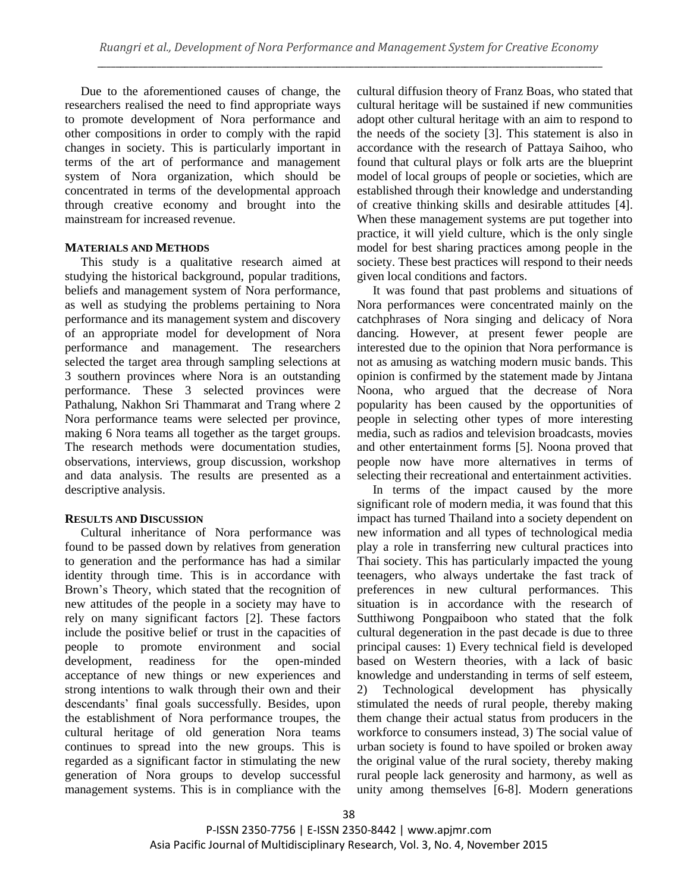Due to the aforementioned causes of change, the researchers realised the need to find appropriate ways to promote development of Nora performance and other compositions in order to comply with the rapid changes in society. This is particularly important in terms of the art of performance and management system of Nora organization, which should be concentrated in terms of the developmental approach through creative economy and brought into the mainstream for increased revenue.

## MATERIALS AND METHODS

This study is a qualitative research aimed at studying the historical background, popular traditions, beliefs and management system of Nora performance, as well as studying the problems pertaining to Nora performance and its management system and discovery of an appropriate model for development of Nora performance and management. The researchers selected the target area through sampling selections at 3 southern provinces where Nora is an outstanding performance. These 3 selected provinces were Pathalung, Nakhon Sri Thammarat and Trang where 2 Nora performance teams were selected per province, making 6 Nora teams all together as the target groups. The research methods were documentation studies, observations, interviews, group discussion, workshop and data analysis. The results are presented as a descriptive analysis.

## RESULTS AND DISCUSSION

Cultural inheritance of Nora performance was found to be passed down by relatives from generation to generation and the performance has had a similar identity through time. This is in accordance with Brown's Theory, which stated that the recognition of new attitudes of the people in a society may have to rely on many significant factors [2]. These factors include the positive belief or trust in the capacities of people to promote environment and social development, readiness for the open-minded acceptance of new things or new experiences and strong intentions to walk through their own and their descendants' final goals successfully. Besides, upon the establishment of Nora performance troupes, the cultural heritage of old generation Nora teams continues to spread into the new groups. This is regarded as a significant factor in stimulating the new generation of Nora groups to develop successful management systems. This is in compliance with the cultural diffusion theory of Franz Boas, who stated that cultural heritage will be sustained if new communities adopt other cultural heritage with an aim to respond to the needs of the society [3]. This statement is also in accordance with the research of Pattaya Saihoo, who found that cultural plays or folk arts are the blueprint model of local groups of people or societies, which are established through their knowledge and understanding of creative thinking skills and desirable attitudes [4]. When these management systems are put together into practice, it will yield culture, which is the only single model for best sharing practices among people in the society. These best practices will respond to their needs given local conditions and factors.

It was found that past problems and situations of Nora performances were concentrated mainly on the catchphrases of Nora singing and delicacy of Nora dancing. However, at present fewer people are interested due to the opinion that Nora performance is not as amusing as watching modern music bands. This opinion is confirmed by the statement made by Jintana Noona, who argued that the decrease of Nora popularity has been caused by the opportunities of people in selecting other types of more interesting media, such as radios and television broadcasts, movies and other entertainment forms [5]. Noona proved that people now have more alternatives in terms of selecting their recreational and entertainment activities.

In terms of the impact caused by the more significant role of modern media, it was found that this impact has turned Thailand into a society dependent on new information and all types of technological media play a role in transferring new cultural practices into Thai society. This has particularly impacted the young teenagers, who always undertake the fast track of preferences in new cultural performances. This situation is in accordance with the research of Sutthiwong Pongpaiboon who stated that the folk cultural degeneration in the past decade is due to three principal causes: 1) Every technical field is developed based on Western theories, with a lack of basic knowledge and understanding in terms of self esteem, 2) Technological development has physically stimulated the needs of rural people, thereby making them change their actual status from producers in the workforce to consumers instead, 3) The social value of urban society is found to have spoiled or broken away the original value of the rural society, thereby making rural people lack generosity and harmony, as well as unity among themselves [6-8]. Modern generations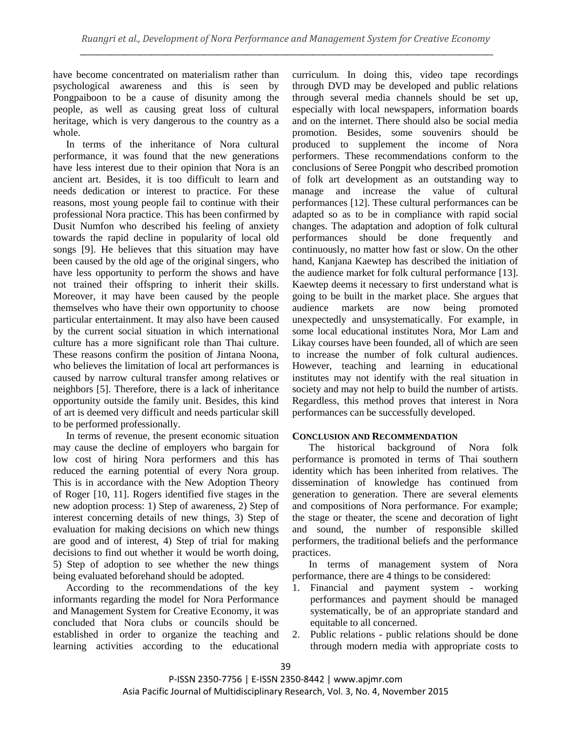have become concentrated on materialism rather than psychological awareness and this is seen by Pongpaiboon to be a cause of disunity among the people, as well as causing great loss of cultural heritage, which is very dangerous to the country as a whole.

In terms of the inheritance of Nora cultural performance, it was found that the new generations have less interest due to their opinion that Nora is an ancient art. Besides, it is too difficult to learn and needs dedication or interest to practice. For these reasons, most young people fail to continue with their professional Nora practice. This has been confirmed by Dusit Numfon who described his feeling of anxiety towards the rapid decline in popularity of local old songs [9]. He believes that this situation may have been caused by the old age of the original singers, who have less opportunity to perform the shows and have not trained their offspring to inherit their skills. Moreover, it may have been caused by the people themselves who have their own opportunity to choose particular entertainment. It may also have been caused by the current social situation in which international culture has a more significant role than Thai culture. These reasons confirm the position of Jintana Noona, who believes the limitation of local art performances is caused by narrow cultural transfer among relatives or neighbors [5]. Therefore, there is a lack of inheritance opportunity outside the family unit. Besides, this kind of art is deemed very difficult and needs particular skill to be performed professionally.

In terms of revenue, the present economic situation may cause the decline of employers who bargain for low cost of hiring Nora performers and this has reduced the earning potential of every Nora group. This is in accordance with the New Adoption Theory of Roger [10, 11]. Rogers identified five stages in the new adoption process: 1) Step of awareness, 2) Step of interest concerning details of new things, 3) Step of evaluation for making decisions on which new things are good and of interest, 4) Step of trial for making decisions to find out whether it would be worth doing, 5) Step of adoption to see whether the new things being evaluated beforehand should be adopted.

According to the recommendations of the key informants regarding the model for Nora Performance and Management System for Creative Economy, it was concluded that Nora clubs or councils should be established in order to organize the teaching and learning activities according to the educational curriculum. In doing this, video tape recordings through DVD may be developed and public relations through several media channels should be set up, especially with local newspapers, information boards and on the internet. There should also be social media promotion. Besides, some souvenirs should be produced to supplement the income of Nora performers. These recommendations conform to the conclusions of Seree Pongpit who described promotion of folk art development as an outstanding way to manage and increase the value of cultural performances [12]. These cultural performances can be adapted so as to be in compliance with rapid social changes. The adaptation and adoption of folk cultural performances should be done frequently and continuously, no matter how fast or slow. On the other hand, Kanjana Kaewtep has described the initiation of the audience market for folk cultural performance [13]. Kaewtep deems it necessary to first understand what is going to be built in the market place. She argues that audience markets are now being promoted unexpectedly and unsystematically. For example, in some local educational institutes Nora, Mor Lam and Likay courses have been founded, all of which are seen to increase the number of folk cultural audiences. However, teaching and learning in educational institutes may not identify with the real situation in society and may not help to build the number of artists. Regardless, this method proves that interest in Nora performances can be successfully developed.

## CONCLUSION AND RECOMMENDATION

The historical background of Nora folk performance is promoted in terms of Thai southern identity which has been inherited from relatives. The dissemination of knowledge has continued from generation to generation. There are several elements and compositions of Nora performance. For example; the stage or theater, the scene and decoration of light and sound, the number of responsible skilled performers, the traditional beliefs and the performance practices.

In terms of management system of Nora performance, there are 4 things to be considered:

1. Financial and payment system - working performances and payment should be managed systematically, be of an appropriate standard and equitable to all concerned.
2. Public relations - public relations should be done through modern media with appropriate costs to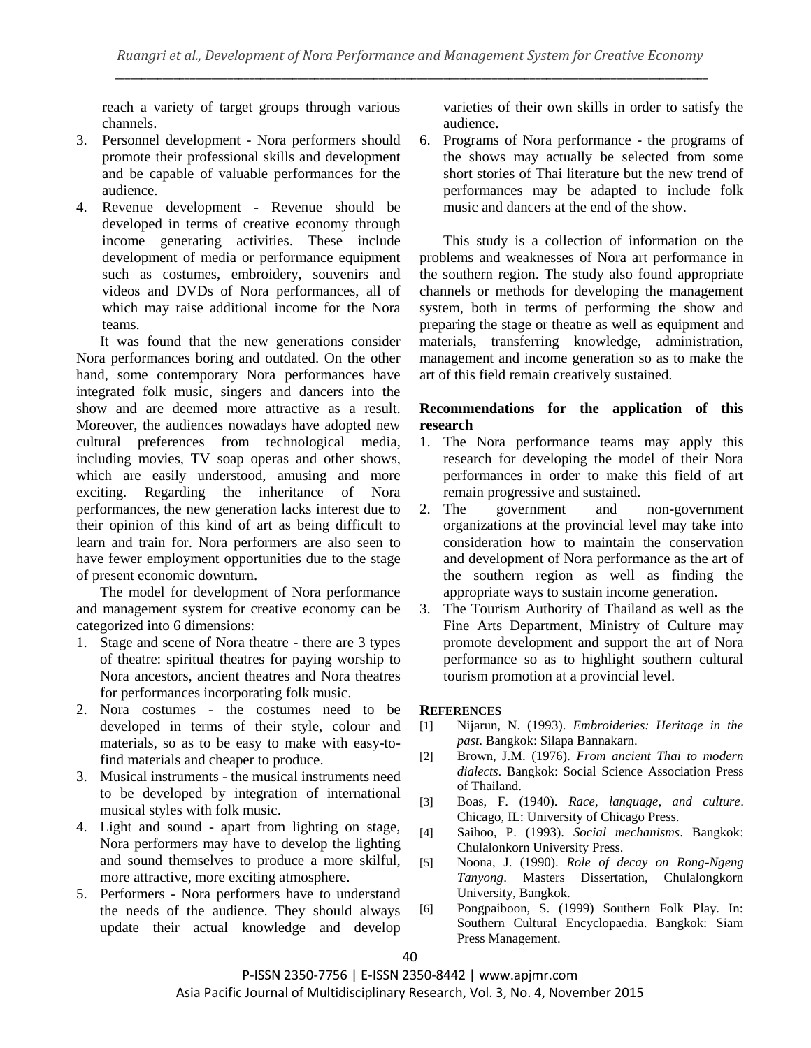reach a variety of target groups through various channels.

3. Personnel development - Nora performers should promote their professional skills and development and be capable of valuable performances for the audience.
4. Revenue development - Revenue should be developed in terms of creative economy through income generating activities. These include development of media or performance equipment such as costumes, embroidery, souvenirs and videos and DVDs of Nora performances, all of which may raise additional income for the Nora teams.

It was found that the new generations consider Nora performances boring and outdated. On the other hand, some contemporary Nora performances have integrated folk music, singers and dancers into the show and are deemed more attractive as a result. Moreover, the audiences nowadays have adopted new cultural preferences from technological media, including movies, TV soap operas and other shows, which are easily understood, amusing and more exciting. Regarding the inheritance of Nora performances, the new generation lacks interest due to their opinion of this kind of art as being difficult to learn and train for. Nora performers are also seen to have fewer employment opportunities due to the stage of present economic downturn.

The model for development of Nora performance and management system for creative economy can be categorized into 6 dimensions:

1. Stage and scene of Nora theatre - there are 3 types of theatre: spiritual theatres for paying worship to Nora ancestors, ancient theatres and Nora theatres for performances incorporating folk music.
2. Nora costumes - the costumes need to be developed in terms of their style, colour and materials, so as to be easy to make with easy-to-find materials and cheaper to produce.
3. Musical instruments - the musical instruments need to be developed by integration of international musical styles with folk music.
4. Light and sound - apart from lighting on stage, Nora performers may have to develop the lighting and sound themselves to produce a more skilful, more attractive, more exciting atmosphere.
5. Performers - Nora performers have to understand the needs of the audience. They should always update their actual knowledge and develop varieties of their own skills in order to satisfy the audience.
6. Programs of Nora performance - the programs of the shows may actually be selected from some short stories of Thai literature but the new trend of performances may be adapted to include folk music and dancers at the end of the show.

This study is a collection of information on the problems and weaknesses of Nora art performance in the southern region. The study also found appropriate channels or methods for developing the management system, both in terms of performing the show and preparing the stage or theatre as well as equipment and materials, transferring knowledge, administration, management and income generation so as to make the art of this field remain creatively sustained.

## Recommendations for the application of this research

1. The Nora performance teams may apply this research for developing the model of their Nora performances in order to make this field of art remain progressive and sustained.
2. The government and non-government organizations at the provincial level may take into consideration how to maintain the conservation and development of Nora performance as the art of the southern region as well as finding the appropriate ways to sustain income generation.
3. The Tourism Authority of Thailand as well as the Fine Arts Department, Ministry of Culture may promote development and support the art of Nora performance so as to highlight southern cultural tourism promotion at a provincial level.

## REFERENCES

[1] Nijarun, N. (1993). *Embroideries: Heritage in the past*. Bangkok: Silapa Bannakarn.

[2] Brown, J.M. (1976). *From ancient Thai to modern dialects*. Bangkok: Social Science Association Press of Thailand.

[3] Boas, F. (1940). *Race, language, and culture*. Chicago, IL: University of Chicago Press.

[4] Saihoo, P. (1993). *Social mechanisms*. Bangkok: Chulalonkorn University Press.

[5] Noona, J. (1990). *Role of decay on Rong-Ngeng Tanyong*. Masters Dissertation, Chulalongkorn University, Bangkok.

[6] Pongpaiboon, S. (1999) Southern Folk Play. In: Southern Cultural Encyclopaedia. Bangkok: Siam Press Management.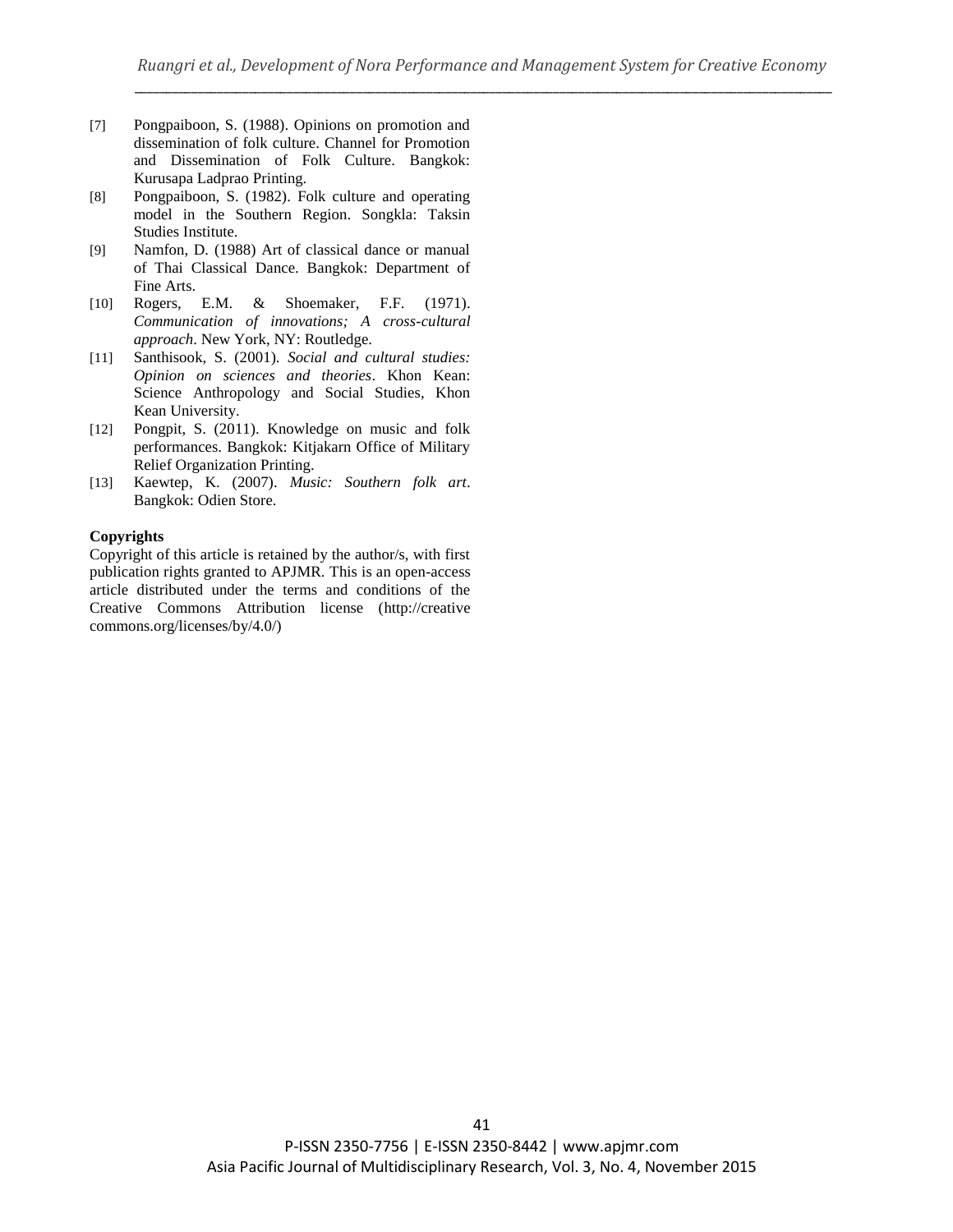[7] Pongpaiboon, S. (1988). Opinions on promotion and dissemination of folk culture. Channel for Promotion and Dissemination of Folk Culture. Bangkok: Kurusapa Ladprao Printing.

[8] Pongpaiboon, S. (1982). Folk culture and operating model in the Southern Region. Songkla: Taksin Studies Institute.

[9] Namfon, D. (1988) Art of classical dance or manual of Thai Classical Dance. Bangkok: Department of Fine Arts.

[10] Rogers, E.M. & Shoemaker, F.F. (1971). *Communication of innovations; A cross-cultural approach*. New York, NY: Routledge.

[11] Santhisook, S. (2001). *Social and cultural studies: Opinion on sciences and theories*. Khon Kean: Science Anthropology and Social Studies, Khon Kean University.

[12] Pongpit, S. (2011). Knowledge on music and folk performances. Bangkok: Kitjakarn Office of Military Relief Organization Printing.

[13] Kaewtep, K. (2007). *Music: Southern folk art*. Bangkok: Odien Store.

**Copyrights**

Copyright of this article is retained by the author/s, with first publication rights granted to APJMR. This is an open-access article distributed under the terms and conditions of the Creative Commons Attribution license (http://creative commons.org/licenses/by/4.0/)